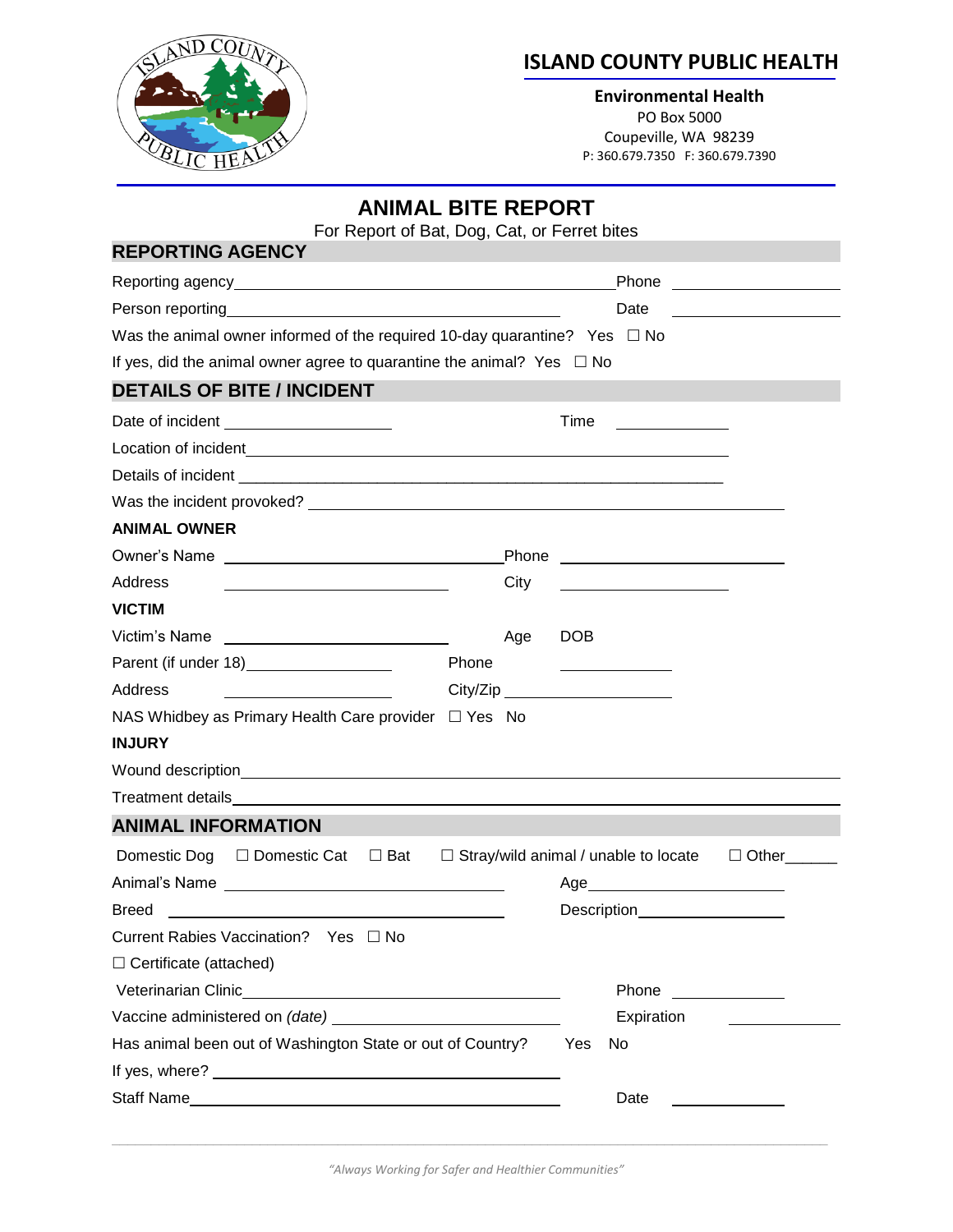# ISLAND COUNTY PUBLIC HEALTH

**Environmental Health**
PO Box 5000
Coupeville, WA 98239
P: 360.679.7350 F: 360.679.7390

## ANIMAL BITE REPORT

For Report of Bat, Dog, Cat, or Ferret bites

### REPORTING AGENCY

Reporting agency\_\_\_\_\_\_\_\_\_\_\_\_\_\_\_\_\_\_\_\_\_\_\_\_\_\_\_\_\_\_\_\_\_\_\_\_ Phone \_\_\_\_\_\_\_\_\_\_\_\_\_\_\_

Person reporting\_\_\_\_\_\_\_\_\_\_\_\_\_\_\_\_\_\_\_\_\_\_\_\_\_\_\_\_\_\_ Date \_\_\_\_\_\_\_\_\_\_\_\_\_\_\_

Was the animal owner informed of the required 10-day quarantine? Yes ☐ No

If yes, did the animal owner agree to quarantine the animal? Yes ☐ No

### DETAILS OF BITE / INCIDENT

Date of incident \_\_\_\_\_\_\_\_\_\_\_\_\_\_\_ Time \_\_\_\_\_\_\_\_\_\_

Location of incident\_\_\_\_\_\_\_\_\_\_\_\_\_\_\_\_\_\_\_\_\_\_\_\_\_\_\_\_\_\_\_\_\_\_\_\_\_\_\_\_\_\_\_\_

Details of incident \_\_\_\_\_\_\_\_\_\_\_\_\_\_\_\_\_\_\_\_\_\_\_\_\_\_\_\_\_\_\_\_\_\_\_\_\_\_\_\_\_\_\_\_

Was the incident provoked? \_\_\_\_\_\_\_\_\_\_\_\_\_\_\_\_\_\_\_\_\_\_\_\_\_\_\_\_\_\_\_\_\_\_\_\_\_\_\_\_\_\_\_\_

**ANIMAL OWNER**

Owner's Name \_\_\_\_\_\_\_\_\_\_\_\_\_\_\_\_\_\_\_\_\_\_\_\_\_\_ Phone \_\_\_\_\_\_\_\_\_\_\_\_\_\_\_\_\_\_\_\_

Address \_\_\_\_\_\_\_\_\_\_\_\_\_\_\_\_\_\_\_\_ City \_\_\_\_\_\_\_\_\_\_\_\_\_\_\_

**VICTIM**

Victim's Name \_\_\_\_\_\_\_\_\_\_\_\_\_\_\_\_\_\_\_\_ Age DOB

Parent (if under 18)\_\_\_\_\_\_\_\_\_\_\_\_\_\_\_ Phone \_\_\_\_\_\_\_\_\_\_

Address \_\_\_\_\_\_\_\_\_\_\_\_\_\_\_ City/Zip \_\_\_\_\_\_\_\_\_\_\_\_\_\_\_

NAS Whidbey as Primary Health Care provider ☐ Yes No

**INJURY**

Wound description\_\_\_\_\_\_\_\_\_\_\_\_\_\_\_\_\_\_\_\_\_\_\_\_\_\_\_\_\_\_\_\_\_\_\_\_\_\_\_\_\_\_\_\_\_\_\_\_\_\_\_\_

Treatment details\_\_\_\_\_\_\_\_\_\_\_\_\_\_\_\_\_\_\_\_\_\_\_\_\_\_\_\_\_\_\_\_\_\_\_\_\_\_\_\_\_\_\_\_\_\_\_\_\_\_\_\_

### ANIMAL INFORMATION

Domestic Dog ☐ Domestic Cat ☐ Bat ☐ Stray/wild animal / unable to locate ☐ Other\_\_\_\_\_\_

Animal's Name \_\_\_\_\_\_\_\_\_\_\_\_\_\_\_\_\_\_\_\_\_\_\_\_\_\_ Age\_\_\_\_\_\_\_\_\_\_\_\_\_\_\_\_\_\_\_\_

Breed \_\_\_\_\_\_\_\_\_\_\_\_\_\_\_\_\_\_\_\_\_\_\_\_\_\_\_\_\_\_ Description\_\_\_\_\_\_\_\_\_\_\_\_\_\_\_

Current Rabies Vaccination? Yes ☐ No

☐ Certificate (attached)

Veterinarian Clinic\_\_\_\_\_\_\_\_\_\_\_\_\_\_\_\_\_\_\_\_\_\_\_\_\_\_\_\_\_\_ Phone \_\_\_\_\_\_\_\_\_\_

Vaccine administered on *(date)* \_\_\_\_\_\_\_\_\_\_\_\_\_\_\_\_\_\_\_\_ Expiration \_\_\_\_\_\_\_\_\_\_

Has animal been out of Washington State or out of Country? Yes No

If yes, where? \_\_\_\_\_\_\_\_\_\_\_\_\_\_\_\_\_\_\_\_\_\_\_\_\_\_\_\_\_\_\_\_

Staff Name\_\_\_\_\_\_\_\_\_\_\_\_\_\_\_\_\_\_\_\_\_\_\_\_\_\_\_\_\_\_\_\_\_\_ Date \_\_\_\_\_\_\_\_\_\_

*"Always Working for Safer and Healthier Communities"*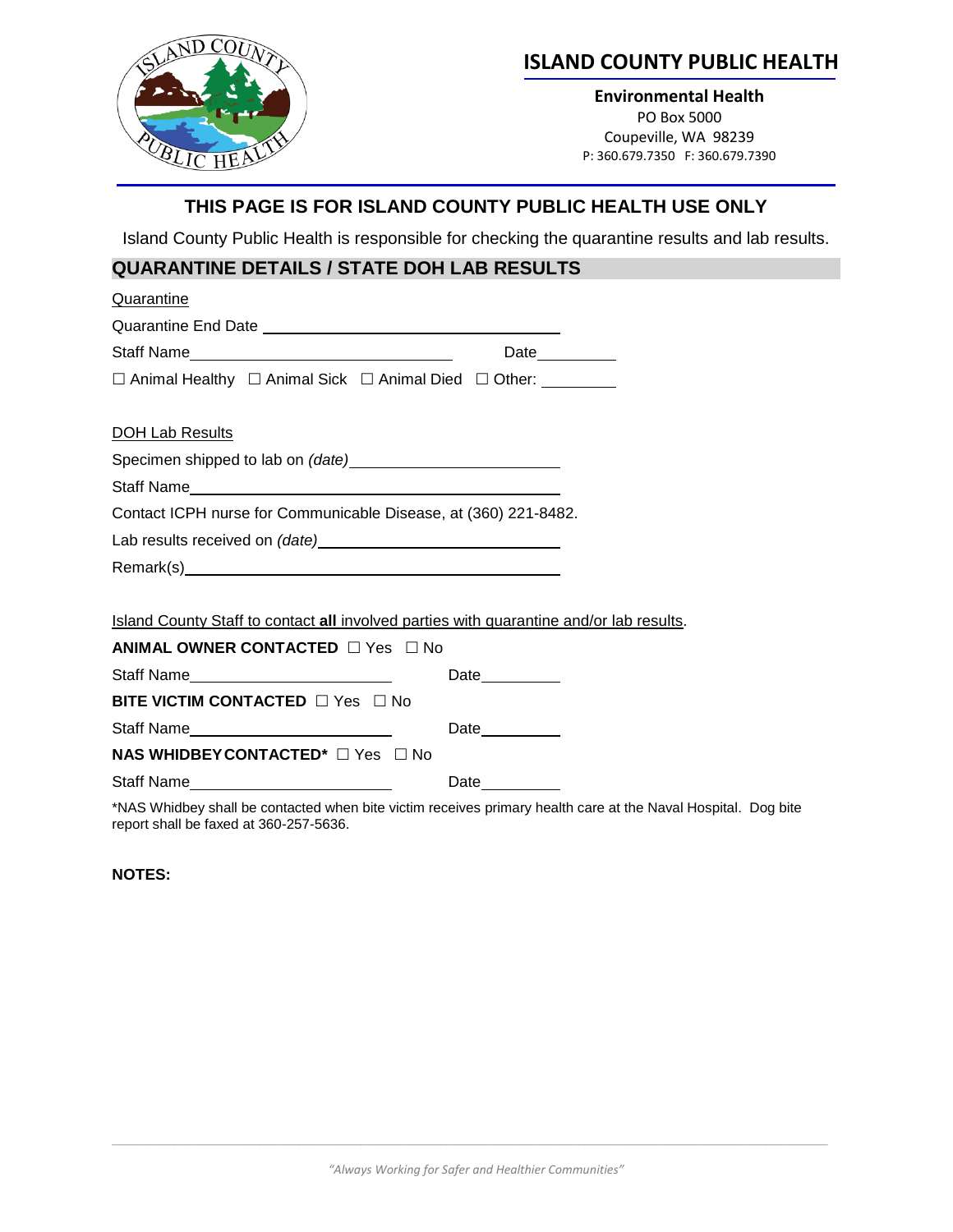# ISLAND COUNTY PUBLIC HEALTH

**Environmental Health**
PO Box 5000
Coupeville, WA 98239
P: 360.679.7350 F: 360.679.7390

## THIS PAGE IS FOR ISLAND COUNTY PUBLIC HEALTH USE ONLY

Island County Public Health is responsible for checking the quarantine results and lab results.

## QUARANTINE DETAILS / STATE DOH LAB RESULTS

Quarantine

Quarantine End Date ______________________________

Staff Name ______________________________ Date __________

☐ Animal Healthy ☐ Animal Sick ☐ Animal Died ☐ Other: __________

DOH Lab Results

Specimen shipped to lab on *(date)* ______________________

Staff Name ______________________________

Contact ICPH nurse for Communicable Disease, at (360) 221-8482.

Lab results received on *(date)* ______________________

Remark(s) ______________________________

Island County Staff to contact **all** involved parties with quarantine and/or lab results.

**ANIMAL OWNER CONTACTED** ☐ Yes ☐ No

Staff Name ______________________ Date __________

**BITE VICTIM CONTACTED** ☐ Yes ☐ No

Staff Name ______________________ Date __________

**NAS WHIDBEY CONTACTED*** ☐ Yes ☐ No

Staff Name ______________________ Date __________

*NAS Whidbey shall be contacted when bite victim receives primary health care at the Naval Hospital. Dog bite report shall be faxed at 360-257-5636.

**NOTES:**

*"Always Working for Safer and Healthier Communities"*